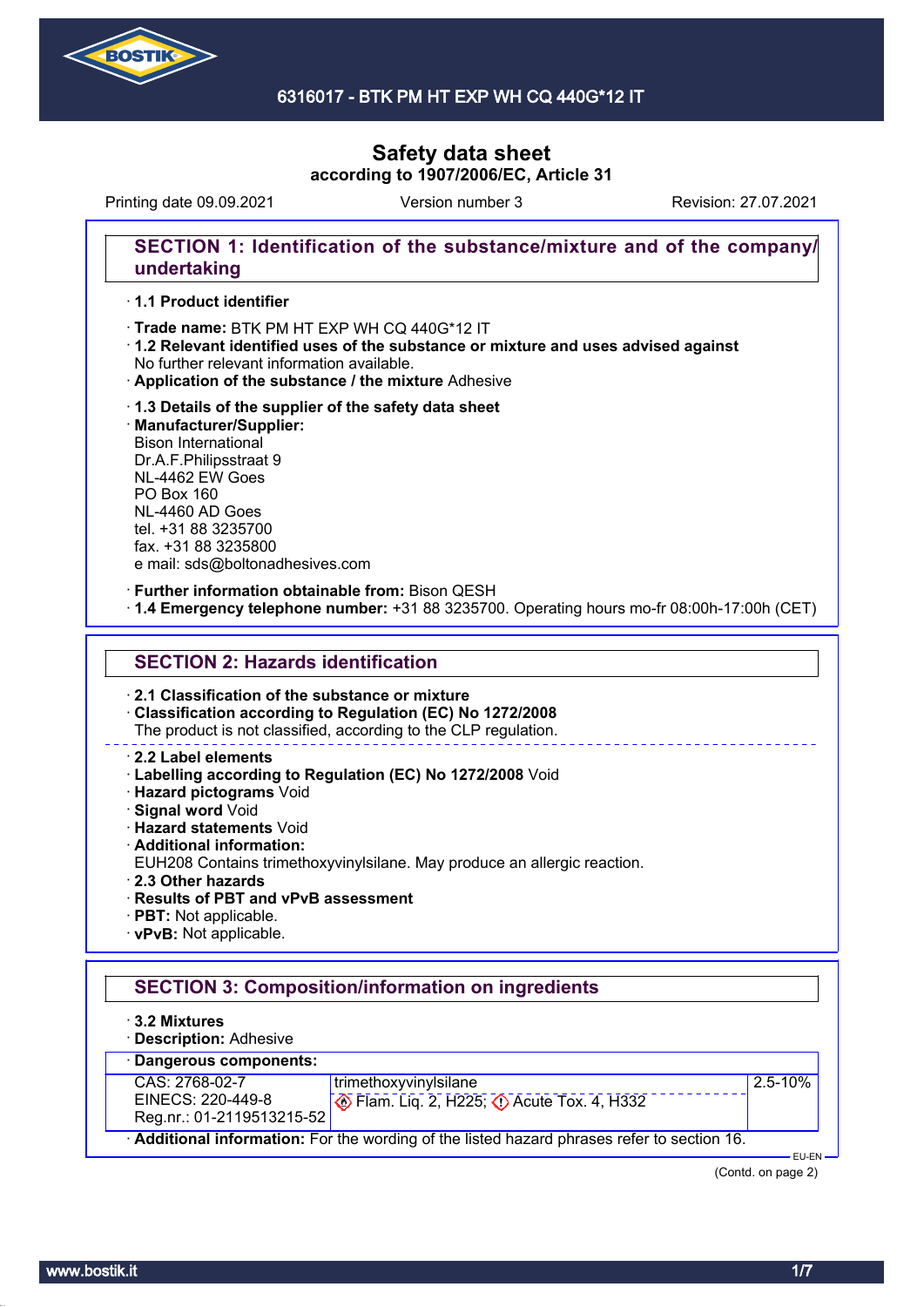# 6316017 - BTK PM HT EXP WH CQ 440G*12 IT

# Safety data sheet

**according to 1907/2006/EC, Article 31**

Printing date 09.09.2021 Version number 3 Revision: 27.07.2021

## SECTION 1: Identification of the substance/mixture and of the company/undertaking

· **1.1 Product identifier**

· **Trade name:** BTK PM HT EXP WH CQ 440G*12 IT

· **1.2 Relevant identified uses of the substance or mixture and uses advised against**
No further relevant information available.

· **Application of the substance / the mixture** Adhesive

· **1.3 Details of the supplier of the safety data sheet**

· **Manufacturer/Supplier:**
Bison International
Dr.A.F.Philipsstraat 9
NL-4462 EW Goes
PO Box 160
NL-4460 AD Goes
tel. +31 88 3235700
fax. +31 88 3235800
e mail: sds@boltonadhesives.com

· **Further information obtainable from:** Bison QESH

· **1.4 Emergency telephone number:** +31 88 3235700. Operating hours mo-fr 08:00h-17:00h (CET)

## SECTION 2: Hazards identification

· **2.1 Classification of the substance or mixture**

· **Classification according to Regulation (EC) No 1272/2008**
The product is not classified, according to the CLP regulation.

· **2.2 Label elements**

· **Labelling according to Regulation (EC) No 1272/2008** Void

· **Hazard pictograms** Void

· **Signal word** Void

· **Hazard statements** Void

· **Additional information:**
EUH208 Contains trimethoxyvinylsilane. May produce an allergic reaction.

· **2.3 Other hazards**

· **Results of PBT and vPvB assessment**

· **PBT:** Not applicable.

· **vPvB:** Not applicable.

## SECTION 3: Composition/information on ingredients

· **3.2 Mixtures**

· **Description:** Adhesive

· **Dangerous components:**

| | | |
|---|---|---|
| CAS: 2768-02-7<br>EINECS: 220-449-8<br>Reg.nr.: 01-2119513215-52 | trimethoxyvinylsilane<br>Flam. Liq. 2, H225; Acute Tox. 4, H332 | 2.5-10% |

· **Additional information:** For the wording of the listed hazard phrases refer to section 16.

(Contd. on page 2)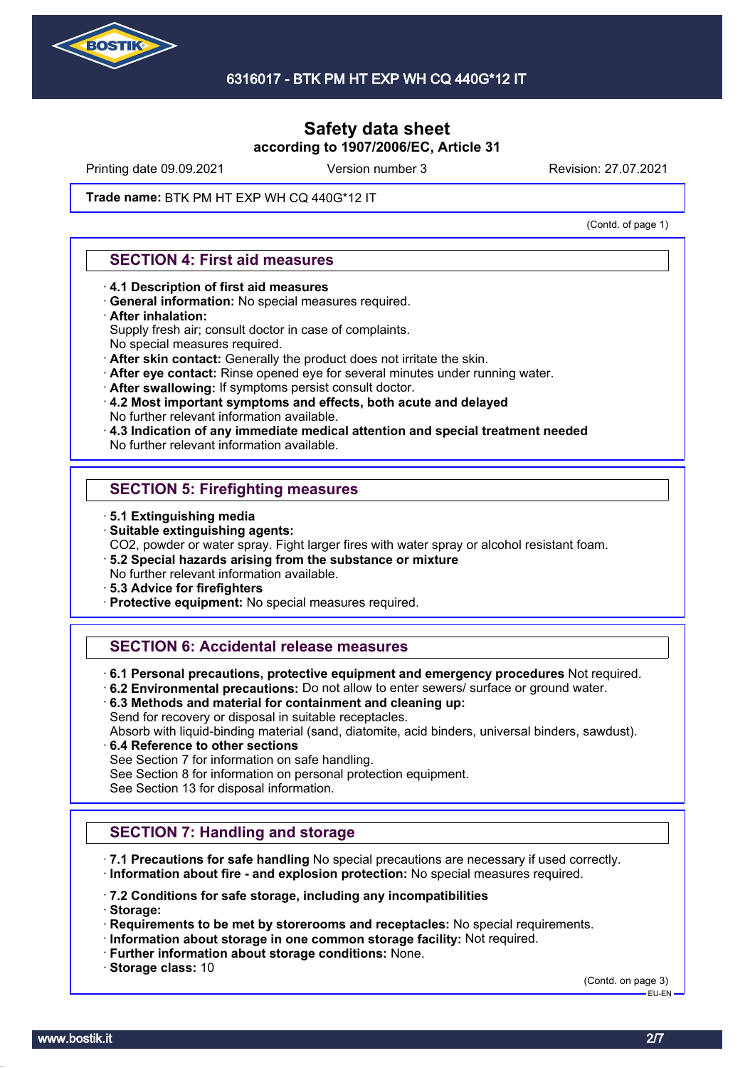## Safety data sheet
**according to 1907/2006/EC, Article 31**

Printing date 09.09.2021 Version number 3 Revision: 27.07.2021

**Trade name:** BTK PM HT EXP WH CQ 440G*12 IT

(Contd. of page 1)

### SECTION 4: First aid measures

- **4.1 Description of first aid measures**
- **General information:** No special measures required.
- **After inhalation:**
  Supply fresh air; consult doctor in case of complaints.
  No special measures required.
- **After skin contact:** Generally the product does not irritate the skin.
- **After eye contact:** Rinse opened eye for several minutes under running water.
- **After swallowing:** If symptoms persist consult doctor.
- **4.2 Most important symptoms and effects, both acute and delayed**
  No further relevant information available.
- **4.3 Indication of any immediate medical attention and special treatment needed**
  No further relevant information available.

### SECTION 5: Firefighting measures

- **5.1 Extinguishing media**
- **Suitable extinguishing agents:**
  CO2, powder or water spray. Fight larger fires with water spray or alcohol resistant foam.
- **5.2 Special hazards arising from the substance or mixture**
  No further relevant information available.
- **5.3 Advice for firefighters**
- **Protective equipment:** No special measures required.

### SECTION 6: Accidental release measures

- **6.1 Personal precautions, protective equipment and emergency procedures** Not required.
- **6.2 Environmental precautions:** Do not allow to enter sewers/ surface or ground water.
- **6.3 Methods and material for containment and cleaning up:**
  Send for recovery or disposal in suitable receptacles.
  Absorb with liquid-binding material (sand, diatomite, acid binders, universal binders, sawdust).
- **6.4 Reference to other sections**
  See Section 7 for information on safe handling.
  See Section 8 for information on personal protection equipment.
  See Section 13 for disposal information.

### SECTION 7: Handling and storage

- **7.1 Precautions for safe handling** No special precautions are necessary if used correctly.
- **Information about fire - and explosion protection:** No special measures required.

- **7.2 Conditions for safe storage, including any incompatibilities**
- **Storage:**
- **Requirements to be met by storerooms and receptacles:** No special requirements.
- **Information about storage in one common storage facility:** Not required.
- **Further information about storage conditions:** None.
- **Storage class:** 10

(Contd. on page 3)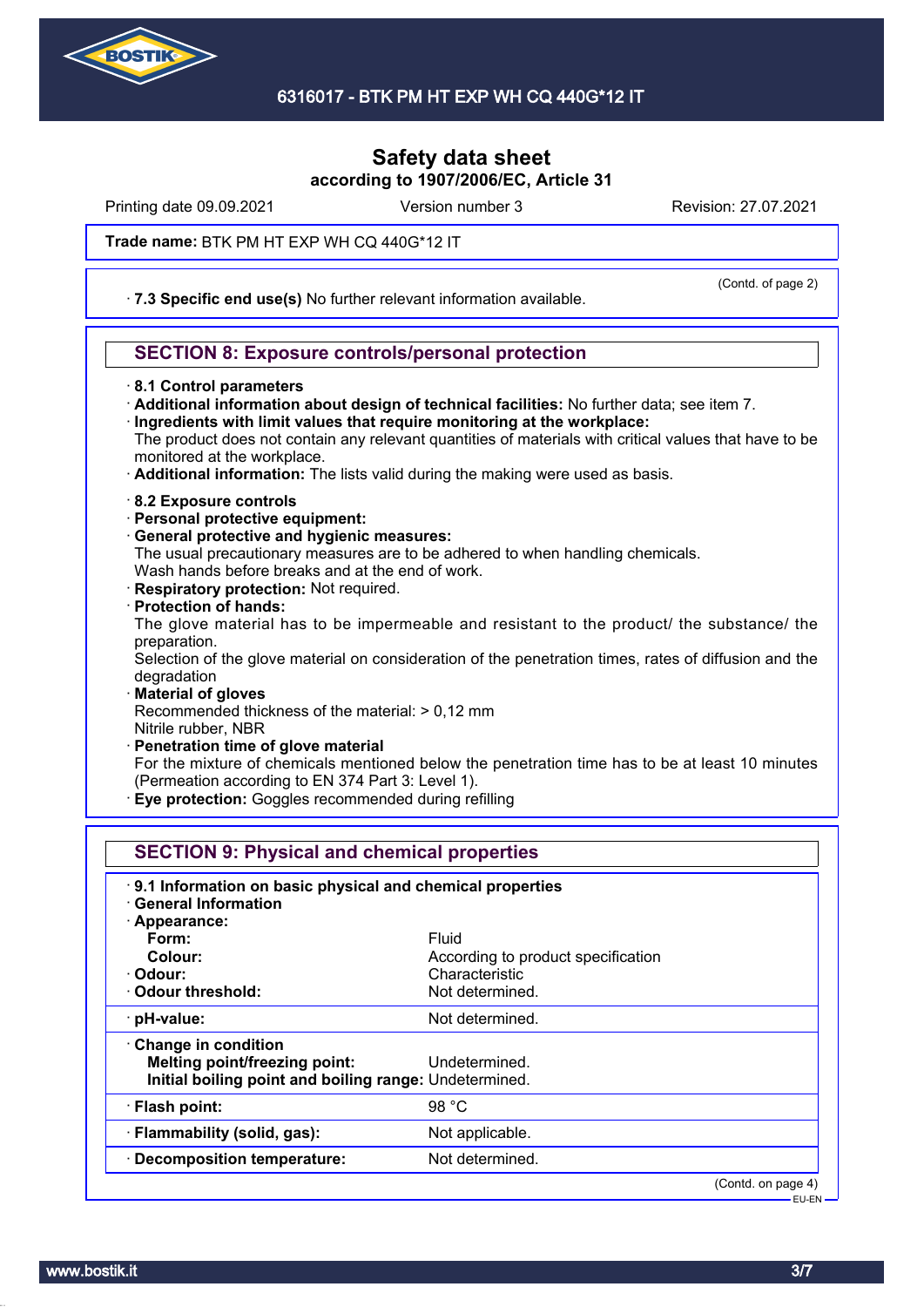**Trade name:** BTK PM HT EXP WH CQ 440G*12 IT

(Contd. of page 2)

· **7.3 Specific end use(s)** No further relevant information available.

## SECTION 8: Exposure controls/personal protection

· **8.1 Control parameters**
· **Additional information about design of technical facilities:** No further data; see item 7.
· **Ingredients with limit values that require monitoring at the workplace:**
The product does not contain any relevant quantities of materials with critical values that have to be monitored at the workplace.
· **Additional information:** The lists valid during the making were used as basis.

· **8.2 Exposure controls**
· **Personal protective equipment:**
· **General protective and hygienic measures:**
The usual precautionary measures are to be adhered to when handling chemicals.
Wash hands before breaks and at the end of work.
· **Respiratory protection:** Not required.
· **Protection of hands:**
The glove material has to be impermeable and resistant to the product/ the substance/ the preparation.
Selection of the glove material on consideration of the penetration times, rates of diffusion and the degradation
· **Material of gloves**
Recommended thickness of the material: > 0,12 mm
Nitrile rubber, NBR
· **Penetration time of glove material**
For the mixture of chemicals mentioned below the penetration time has to be at least 10 minutes (Permeation according to EN 374 Part 3: Level 1).
· **Eye protection:** Goggles recommended during refilling

## SECTION 9: Physical and chemical properties

· **9.1 Information on basic physical and chemical properties**
· **General Information**

| | |
|---|---|
| · **Appearance:** | |
| **Form:** | Fluid |
| **Colour:** | According to product specification |
| · **Odour:** | Characteristic |
| · **Odour threshold:** | Not determined. |
| · **pH-value:** | Not determined. |
| · **Change in condition** | |
| **Melting point/freezing point:** | Undetermined. |
| **Initial boiling point and boiling range:** | Undetermined. |
| · **Flash point:** | 98 °C |
| · **Flammability (solid, gas):** | Not applicable. |
| · **Decomposition temperature:** | Not determined. |

(Contd. on page 4)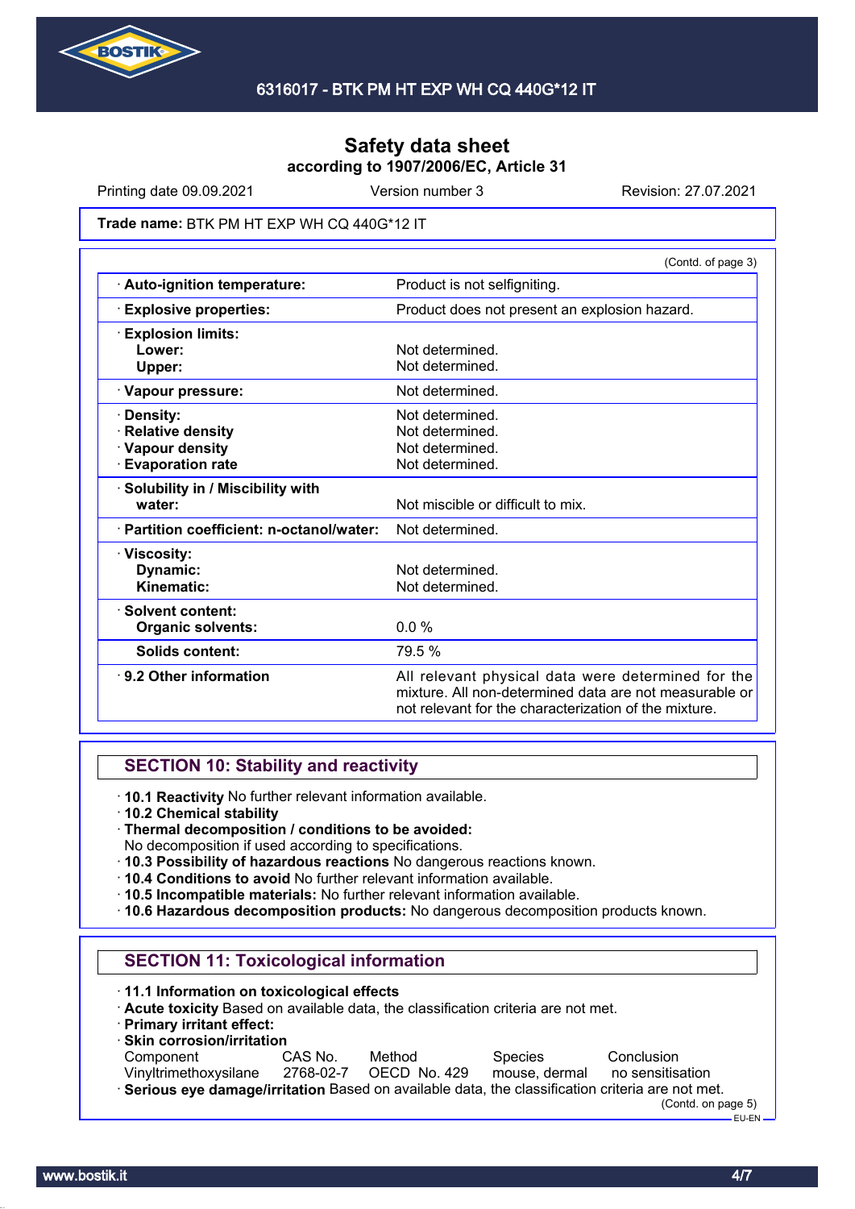# Safety data sheet
**according to 1907/2006/EC, Article 31**

Printing date 09.09.2021 | Version number 3 | Revision: 27.07.2021

**Trade name:** BTK PM HT EXP WH CQ 440G*12 IT

(Contd. of page 3)

| | |
|---|---|
| · **Auto-ignition temperature:** | Product is not selfigniting. |
| · **Explosive properties:** | Product does not present an explosion hazard. |
| · **Explosion limits:** | |
| **Lower:** | Not determined. |
| **Upper:** | Not determined. |
| · **Vapour pressure:** | Not determined. |
| · **Density:** | Not determined. |
| · **Relative density** | Not determined. |
| · **Vapour density** | Not determined. |
| · **Evaporation rate** | Not determined. |
| · **Solubility in / Miscibility with water:** | Not miscible or difficult to mix. |
| · **Partition coefficient: n-octanol/water:** | Not determined. |
| · **Viscosity:** | |
| **Dynamic:** | Not determined. |
| **Kinematic:** | Not determined. |
| · **Solvent content:** | |
| **Organic solvents:** | 0.0 % |
| **Solids content:** | 79.5 % |
| · **9.2 Other information** | All relevant physical data were determined for the mixture. All non-determined data are not measurable or not relevant for the characterization of the mixture. |

## SECTION 10: Stability and reactivity

· **10.1 Reactivity** No further relevant information available.
· **10.2 Chemical stability**
· **Thermal decomposition / conditions to be avoided:**
No decomposition if used according to specifications.
· **10.3 Possibility of hazardous reactions** No dangerous reactions known.
· **10.4 Conditions to avoid** No further relevant information available.
· **10.5 Incompatible materials:** No further relevant information available.
· **10.6 Hazardous decomposition products:** No dangerous decomposition products known.

## SECTION 11: Toxicological information

· **11.1 Information on toxicological effects**
· **Acute toxicity** Based on available data, the classification criteria are not met.
· **Primary irritant effect:**
· **Skin corrosion/irritation**

| Component | CAS No. | Method | Species | Conclusion |
|---|---|---|---|---|
| Vinyltrimethoxysilane | 2768-02-7 | OECD No. 429 | mouse, dermal | no sensitisation |

· **Serious eye damage/irritation** Based on available data, the classification criteria are not met.

(Contd. on page 5)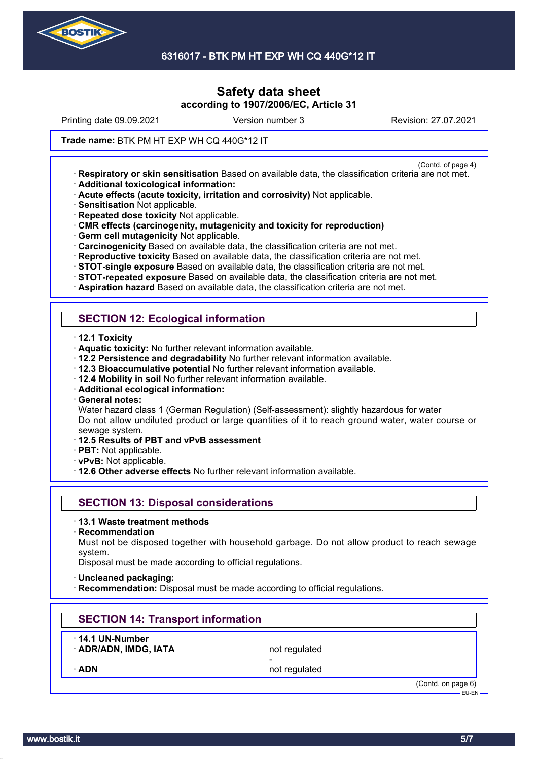# Safety data sheet

**according to 1907/2006/EC, Article 31**

Printing date 09.09.2021 Version number 3 Revision: 27.07.2021

**Trade name:** BTK PM HT EXP WH CQ 440G*12 IT

(Contd. of page 4)

- **Respiratory or skin sensitisation** Based on available data, the classification criteria are not met.
- **Additional toxicological information:**
- **Acute effects (acute toxicity, irritation and corrosivity)** Not applicable.
- **Sensitisation** Not applicable.
- **Repeated dose toxicity** Not applicable.
- **CMR effects (carcinogenity, mutagenicity and toxicity for reproduction)**
- **Germ cell mutagenicity** Not applicable.
- **Carcinogenicity** Based on available data, the classification criteria are not met.
- **Reproductive toxicity** Based on available data, the classification criteria are not met.
- **STOT-single exposure** Based on available data, the classification criteria are not met.
- **STOT-repeated exposure** Based on available data, the classification criteria are not met.
- **Aspiration hazard** Based on available data, the classification criteria are not met.

## SECTION 12: Ecological information

- **12.1 Toxicity**
- **Aquatic toxicity:** No further relevant information available.
- **12.2 Persistence and degradability** No further relevant information available.
- **12.3 Bioaccumulative potential** No further relevant information available.
- **12.4 Mobility in soil** No further relevant information available.
- **Additional ecological information:**
- **General notes:**
  Water hazard class 1 (German Regulation) (Self-assessment): slightly hazardous for water
  Do not allow undiluted product or large quantities of it to reach ground water, water course or sewage system.
- **12.5 Results of PBT and vPvB assessment**
- **PBT:** Not applicable.
- **vPvB:** Not applicable.
- **12.6 Other adverse effects** No further relevant information available.

## SECTION 13: Disposal considerations

- **13.1 Waste treatment methods**
- **Recommendation**
  Must not be disposed together with household garbage. Do not allow product to reach sewage system.
  Disposal must be made according to official regulations.

- **Uncleaned packaging:**
- **Recommendation:** Disposal must be made according to official regulations.

## SECTION 14: Transport information

| · **14.1 UN-Number** | |
|---|---|
| · **ADR/ADN, IMDG, IATA** | not regulated |
| | - |
| · **ADN** | not regulated |

(Contd. on page 6)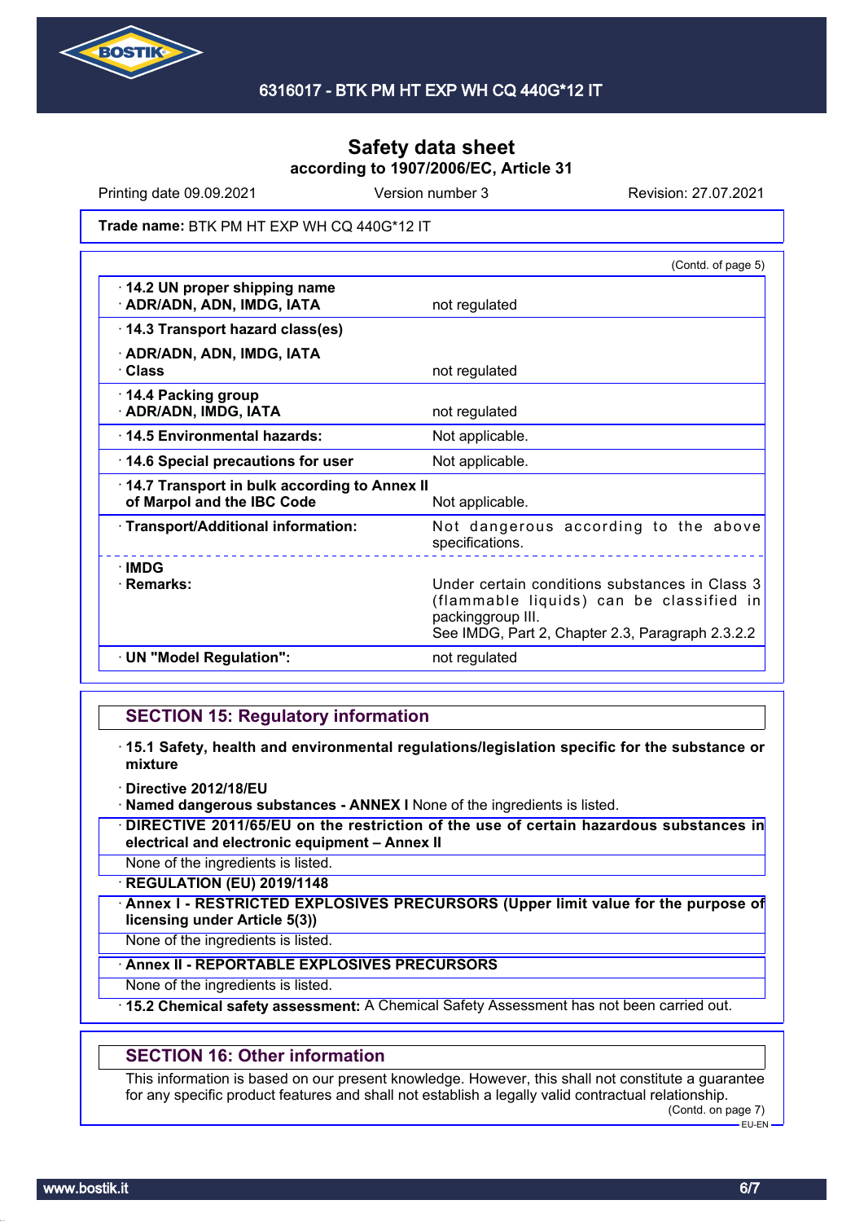# Safety data sheet

**according to 1907/2006/EC, Article 31**

Printing date 09.09.2021 | Version number 3 | Revision: 27.07.2021

**Trade name:** BTK PM HT EXP WH CQ 440G*12 IT

(Contd. of page 5)

| | |
|---|---|
| · **14.2 UN proper shipping name** · **ADR/ADN, ADN, IMDG, IATA** | not regulated |
| · **14.3 Transport hazard class(es)** | |
| · **ADR/ADN, ADN, IMDG, IATA** · **Class** | not regulated |
| · **14.4 Packing group** · **ADR/ADN, IMDG, IATA** | not regulated |
| · **14.5 Environmental hazards:** | Not applicable. |
| · **14.6 Special precautions for user** | Not applicable. |
| · **14.7 Transport in bulk according to Annex II of Marpol and the IBC Code** | Not applicable. |
| · **Transport/Additional information:** | Not dangerous according to the above specifications. |
| · **IMDG** · **Remarks:** | Under certain conditions substances in Class 3 (flammable liquids) can be classified in packinggroup III. See IMDG, Part 2, Chapter 2.3, Paragraph 2.3.2.2 |
| · **UN "Model Regulation":** | not regulated |

## SECTION 15: Regulatory information

· **15.1 Safety, health and environmental regulations/legislation specific for the substance or mixture**

· **Directive 2012/18/EU**

· **Named dangerous substances - ANNEX I** None of the ingredients is listed.

· **DIRECTIVE 2011/65/EU on the restriction of the use of certain hazardous substances in electrical and electronic equipment – Annex II**

None of the ingredients is listed.

· **REGULATION (EU) 2019/1148**

· **Annex I - RESTRICTED EXPLOSIVES PRECURSORS (Upper limit value for the purpose of licensing under Article 5(3))**

None of the ingredients is listed.

· **Annex II - REPORTABLE EXPLOSIVES PRECURSORS**

None of the ingredients is listed.

· **15.2 Chemical safety assessment:** A Chemical Safety Assessment has not been carried out.

## SECTION 16: Other information

This information is based on our present knowledge. However, this shall not constitute a guarantee for any specific product features and shall not establish a legally valid contractual relationship.

(Contd. on page 7)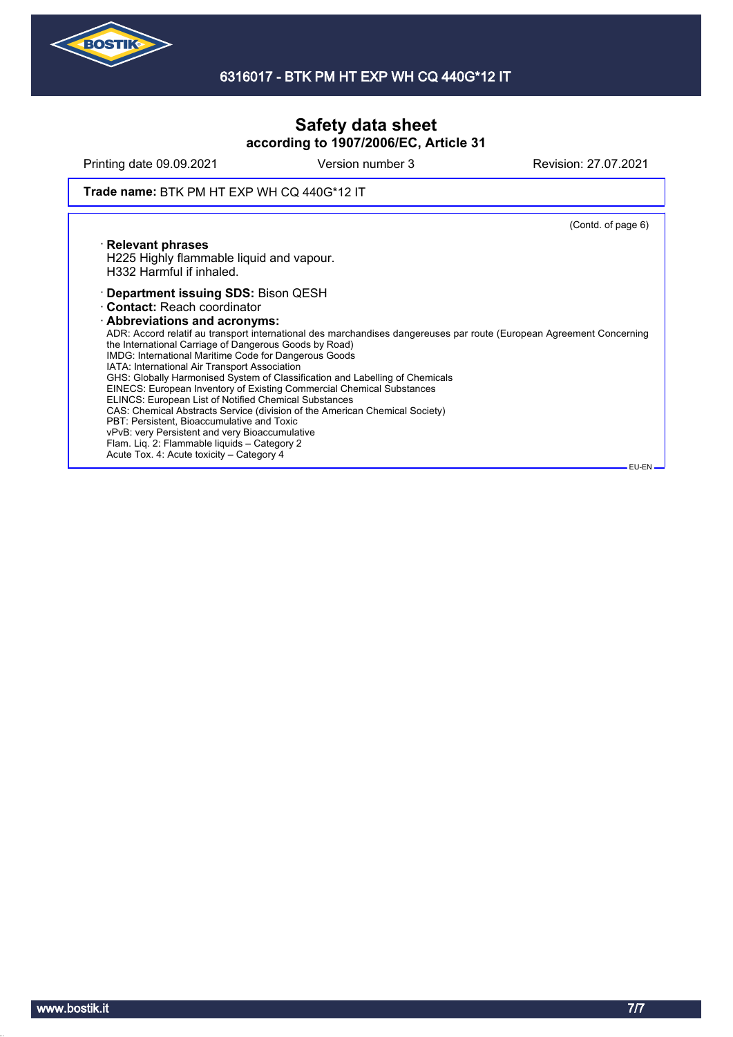# Safety data sheet
## according to 1907/2006/EC, Article 31

Printing date 09.09.2021 | Version number 3 | Revision: 27.07.2021

**Trade name:** BTK PM HT EXP WH CQ 440G*12 IT

(Contd. of page 6)

· **Relevant phrases**
H225 Highly flammable liquid and vapour.
H332 Harmful if inhaled.

· **Department issuing SDS:** Bison QESH
· **Contact:** Reach coordinator
· **Abbreviations and acronyms:**
ADR: Accord relatif au transport international des marchandises dangereuses par route (European Agreement Concerning the International Carriage of Dangerous Goods by Road)
IMDG: International Maritime Code for Dangerous Goods
IATA: International Air Transport Association
GHS: Globally Harmonised System of Classification and Labelling of Chemicals
EINECS: European Inventory of Existing Commercial Chemical Substances
ELINCS: European List of Notified Chemical Substances
CAS: Chemical Abstracts Service (division of the American Chemical Society)
PBT: Persistent, Bioaccumulative and Toxic
vPvB: very Persistent and very Bioaccumulative
Flam. Liq. 2: Flammable liquids – Category 2
Acute Tox. 4: Acute toxicity – Category 4

EU-EN